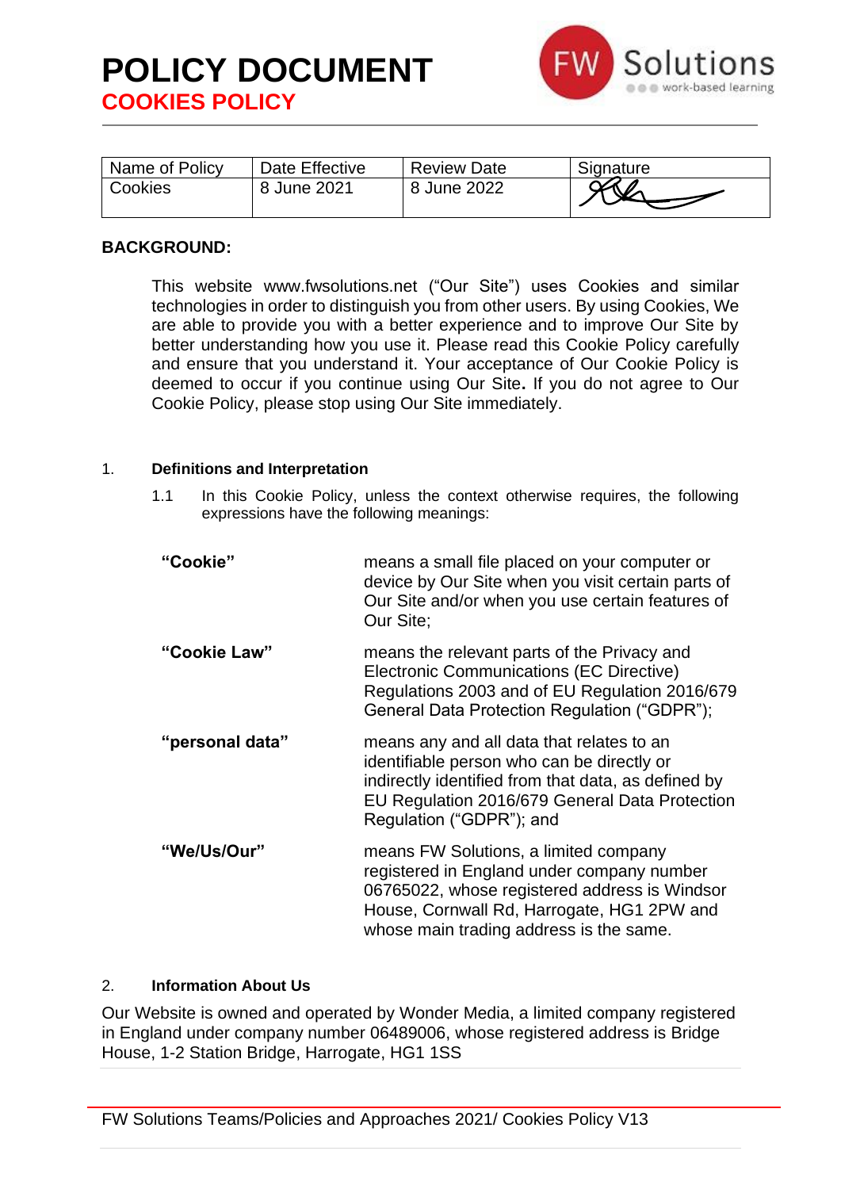# POLICY DOCUMENT

## COOKIES POLICY

| Name of Policy | Date Effective | Review Date | Signature |
| --- | --- | --- | --- |
| Cookies | 8 June 2021 | 8 June 2022 | |

**BACKGROUND:**

This website www.fwsolutions.net ("Our Site") uses Cookies and similar technologies in order to distinguish you from other users. By using Cookies, We are able to provide you with a better experience and to improve Our Site by better understanding how you use it. Please read this Cookie Policy carefully and ensure that you understand it. Your acceptance of Our Cookie Policy is deemed to occur if you continue using Our Site**.** If you do not agree to Our Cookie Policy, please stop using Our Site immediately.

1. **Definitions and Interpretation**

1.1 In this Cookie Policy, unless the context otherwise requires, the following expressions have the following meanings:

**"Cookie"** means a small file placed on your computer or device by Our Site when you visit certain parts of Our Site and/or when you use certain features of Our Site;

**"Cookie Law"** means the relevant parts of the Privacy and Electronic Communications (EC Directive) Regulations 2003 and of EU Regulation 2016/679 General Data Protection Regulation ("GDPR");

**"personal data"** means any and all data that relates to an identifiable person who can be directly or indirectly identified from that data, as defined by EU Regulation 2016/679 General Data Protection Regulation ("GDPR"); and

**"We/Us/Our"** means FW Solutions, a limited company registered in England under company number 06765022, whose registered address is Windsor House, Cornwall Rd, Harrogate, HG1 2PW and whose main trading address is the same.

2. **Information About Us**

Our Website is owned and operated by Wonder Media, a limited company registered in England under company number 06489006, whose registered address is Bridge House, 1-2 Station Bridge, Harrogate, HG1 1SS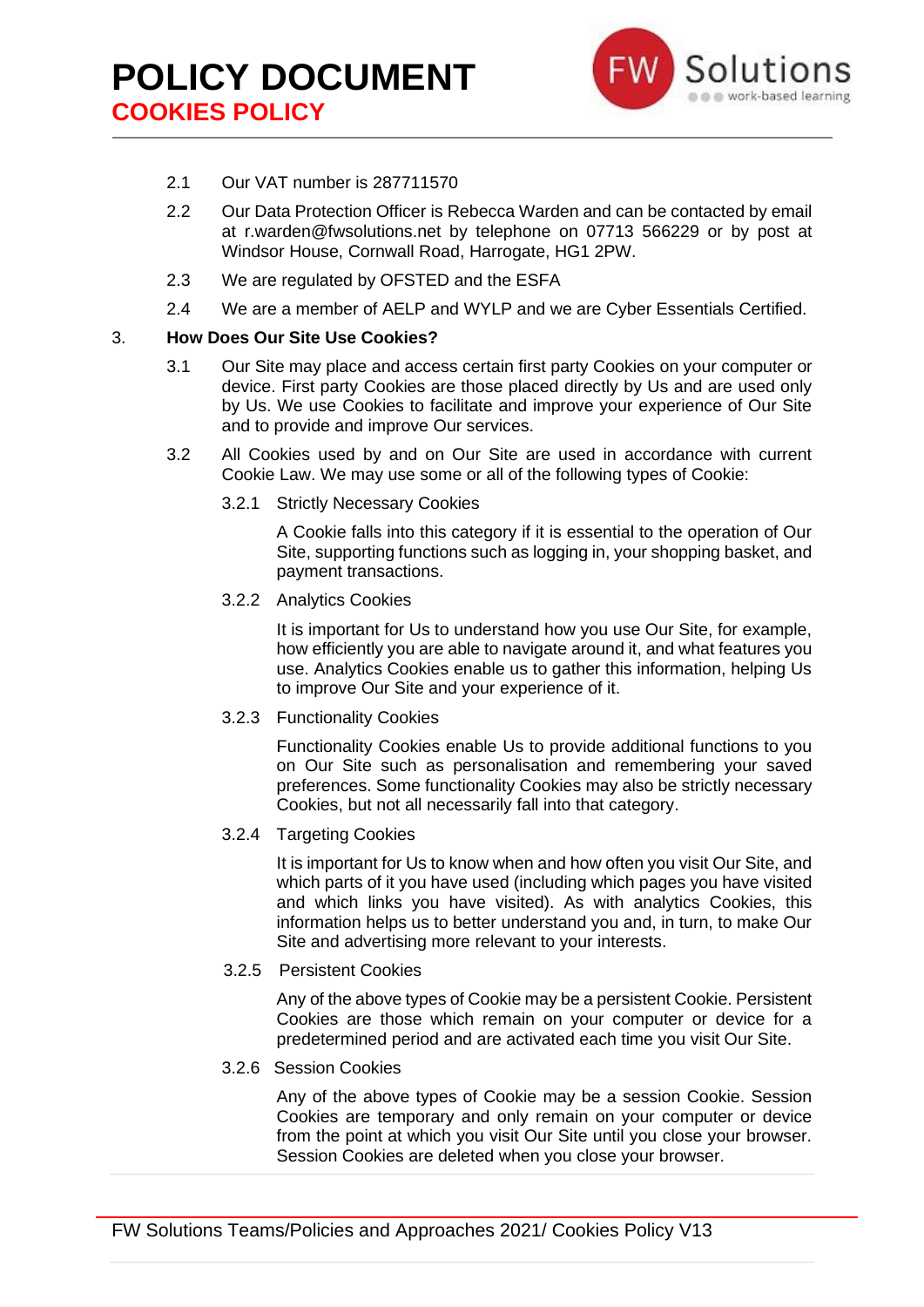2.1 Our VAT number is 287711570

2.2 Our Data Protection Officer is Rebecca Warden and can be contacted by email at r.warden@fwsolutions.net by telephone on 07713 566229 or by post at Windsor House, Cornwall Road, Harrogate, HG1 2PW.

2.3 We are regulated by OFSTED and the ESFA

2.4 We are a member of AELP and WYLP and we are Cyber Essentials Certified.

## 3. How Does Our Site Use Cookies?

3.1 Our Site may place and access certain first party Cookies on your computer or device. First party Cookies are those placed directly by Us and are used only by Us. We use Cookies to facilitate and improve your experience of Our Site and to provide and improve Our services.

3.2 All Cookies used by and on Our Site are used in accordance with current Cookie Law. We may use some or all of the following types of Cookie:

3.2.1 Strictly Necessary Cookies

A Cookie falls into this category if it is essential to the operation of Our Site, supporting functions such as logging in, your shopping basket, and payment transactions.

3.2.2 Analytics Cookies

It is important for Us to understand how you use Our Site, for example, how efficiently you are able to navigate around it, and what features you use. Analytics Cookies enable us to gather this information, helping Us to improve Our Site and your experience of it.

3.2.3 Functionality Cookies

Functionality Cookies enable Us to provide additional functions to you on Our Site such as personalisation and remembering your saved preferences. Some functionality Cookies may also be strictly necessary Cookies, but not all necessarily fall into that category.

3.2.4 Targeting Cookies

It is important for Us to know when and how often you visit Our Site, and which parts of it you have used (including which pages you have visited and which links you have visited). As with analytics Cookies, this information helps us to better understand you and, in turn, to make Our Site and advertising more relevant to your interests.

3.2.5 Persistent Cookies

Any of the above types of Cookie may be a persistent Cookie. Persistent Cookies are those which remain on your computer or device for a predetermined period and are activated each time you visit Our Site.

3.2.6 Session Cookies

Any of the above types of Cookie may be a session Cookie. Session Cookies are temporary and only remain on your computer or device from the point at which you visit Our Site until you close your browser. Session Cookies are deleted when you close your browser.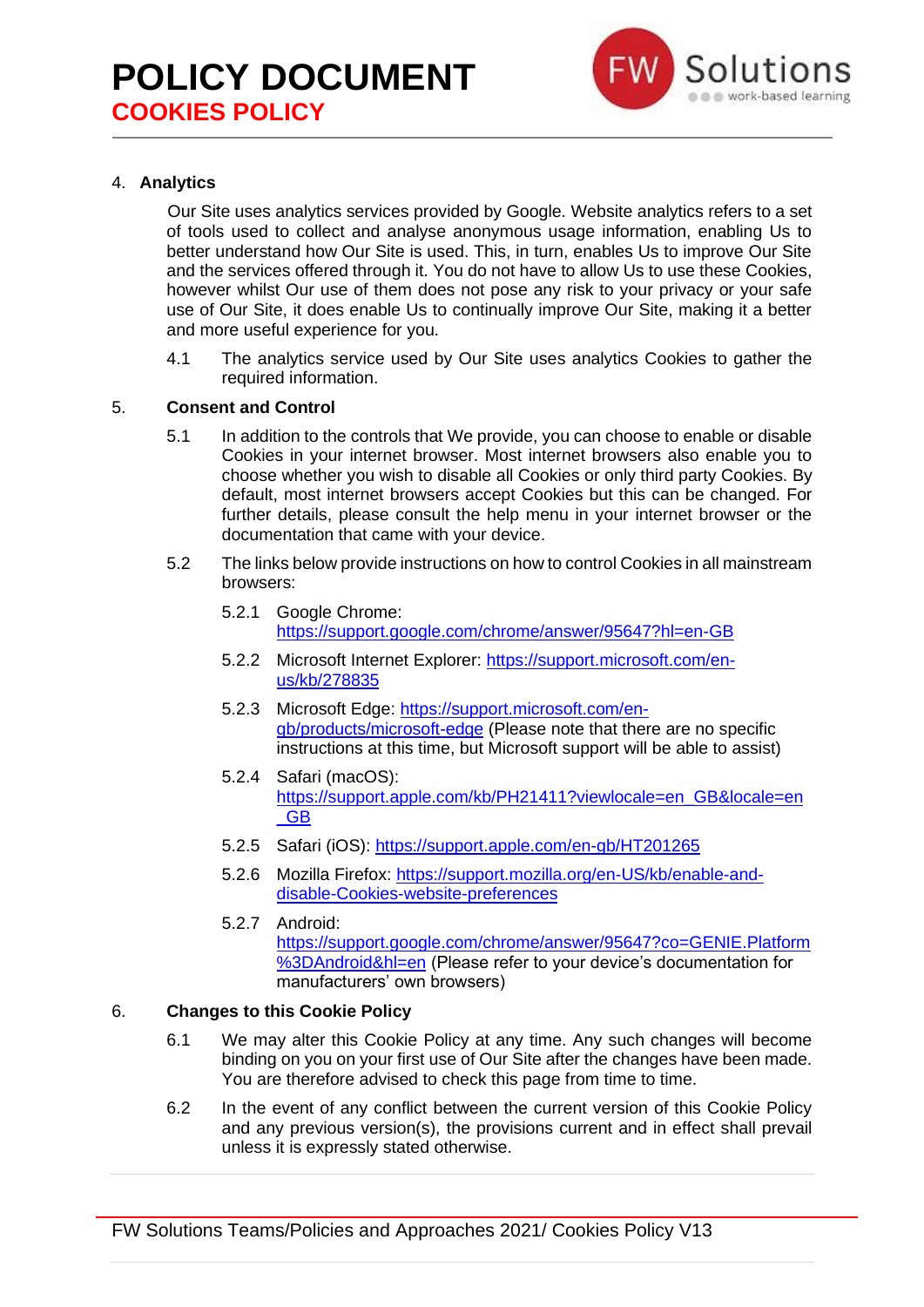## 4. Analytics

Our Site uses analytics services provided by Google. Website analytics refers to a set of tools used to collect and analyse anonymous usage information, enabling Us to better understand how Our Site is used. This, in turn, enables Us to improve Our Site and the services offered through it. You do not have to allow Us to use these Cookies, however whilst Our use of them does not pose any risk to your privacy or your safe use of Our Site, it does enable Us to continually improve Our Site, making it a better and more useful experience for you.

4.1 The analytics service used by Our Site uses analytics Cookies to gather the required information.

## 5. Consent and Control

5.1 In addition to the controls that We provide, you can choose to enable or disable Cookies in your internet browser. Most internet browsers also enable you to choose whether you wish to disable all Cookies or only third party Cookies. By default, most internet browsers accept Cookies but this can be changed. For further details, please consult the help menu in your internet browser or the documentation that came with your device.

5.2 The links below provide instructions on how to control Cookies in all mainstream browsers:

5.2.1 Google Chrome: https://support.google.com/chrome/answer/95647?hl=en-GB

5.2.2 Microsoft Internet Explorer: https://support.microsoft.com/en-us/kb/278835

5.2.3 Microsoft Edge: https://support.microsoft.com/en-gb/products/microsoft-edge (Please note that there are no specific instructions at this time, but Microsoft support will be able to assist)

5.2.4 Safari (macOS): https://support.apple.com/kb/PH21411?viewlocale=en_GB&locale=en_GB

5.2.5 Safari (iOS): https://support.apple.com/en-gb/HT201265

5.2.6 Mozilla Firefox: https://support.mozilla.org/en-US/kb/enable-and-disable-Cookies-website-preferences

5.2.7 Android: https://support.google.com/chrome/answer/95647?co=GENIE.Platform%3DAndroid&hl=en (Please refer to your device's documentation for manufacturers' own browsers)

## 6. Changes to this Cookie Policy

6.1 We may alter this Cookie Policy at any time. Any such changes will become binding on you on your first use of Our Site after the changes have been made. You are therefore advised to check this page from time to time.

6.2 In the event of any conflict between the current version of this Cookie Policy and any previous version(s), the provisions current and in effect shall prevail unless it is expressly stated otherwise.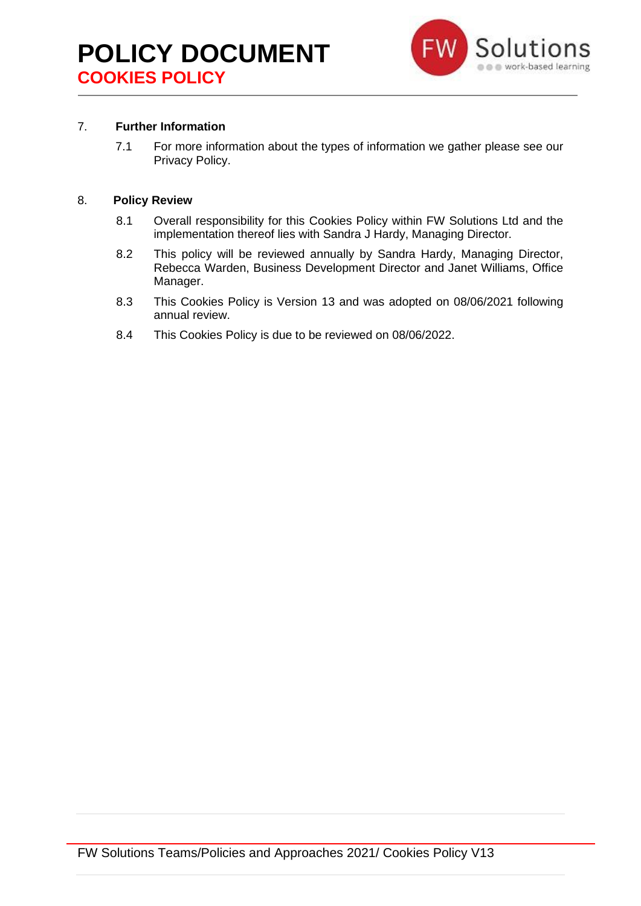## 7. Further Information

7.1 For more information about the types of information we gather please see our Privacy Policy.

## 8. Policy Review

8.1 Overall responsibility for this Cookies Policy within FW Solutions Ltd and the implementation thereof lies with Sandra J Hardy, Managing Director.

8.2 This policy will be reviewed annually by Sandra Hardy, Managing Director, Rebecca Warden, Business Development Director and Janet Williams, Office Manager.

8.3 This Cookies Policy is Version 13 and was adopted on 08/06/2021 following annual review.

8.4 This Cookies Policy is due to be reviewed on 08/06/2022.